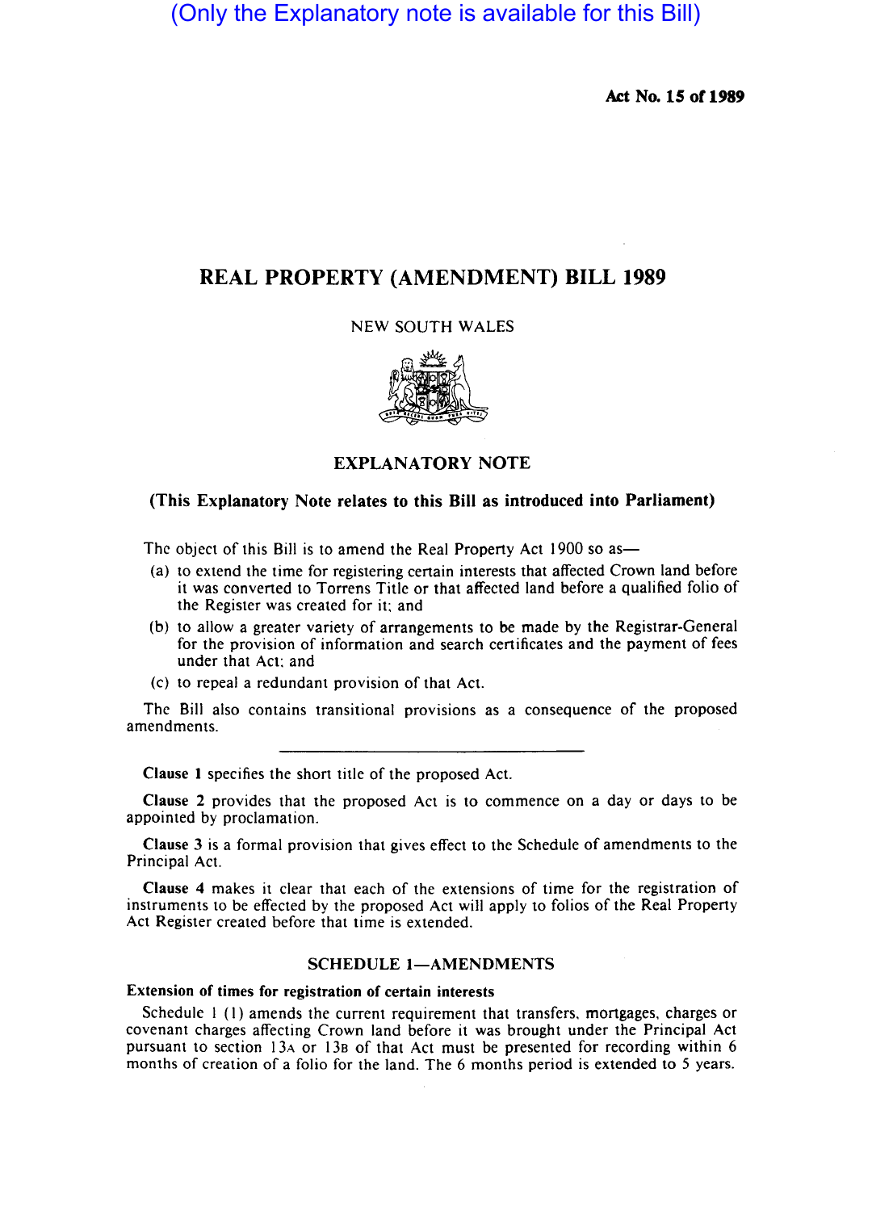(Only the Explanatory note is available for this Bill)

**Act No. 15 of 1989**

# REAL PROPERTY (AMENDMENT) BILL 1989

NEW SOUTH WALES

## EXPLANATORY NOTE

**(This Explanatory Note relates to this Bill as introduced into Parliament)**

The object of this Bill is to amend the Real Property Act 1900 so as—

(a) to extend the time for registering certain interests that affected Crown land before it was converted to Torrens Title or that affected land before a qualified folio of the Register was created for it; and

(b) to allow a greater variety of arrangements to be made by the Registrar-General for the provision of information and search certificates and the payment of fees under that Act; and

(c) to repeal a redundant provision of that Act.

The Bill also contains transitional provisions as a consequence of the proposed amendments.

---

**Clause 1** specifies the short title of the proposed Act.

**Clause 2** provides that the proposed Act is to commence on a day or days to be appointed by proclamation.

**Clause 3** is a formal provision that gives effect to the Schedule of amendments to the Principal Act.

**Clause 4** makes it clear that each of the extensions of time for the registration of instruments to be effected by the proposed Act will apply to folios of the Real Property Act Register created before that time is extended.

### SCHEDULE 1—AMENDMENTS

**Extension of times for registration of certain interests**

Schedule 1 (1) amends the current requirement that transfers, mortgages, charges or covenant charges affecting Crown land before it was brought under the Principal Act pursuant to section 13A or 13B of that Act must be presented for recording within 6 months of creation of a folio for the land. The 6 months period is extended to 5 years.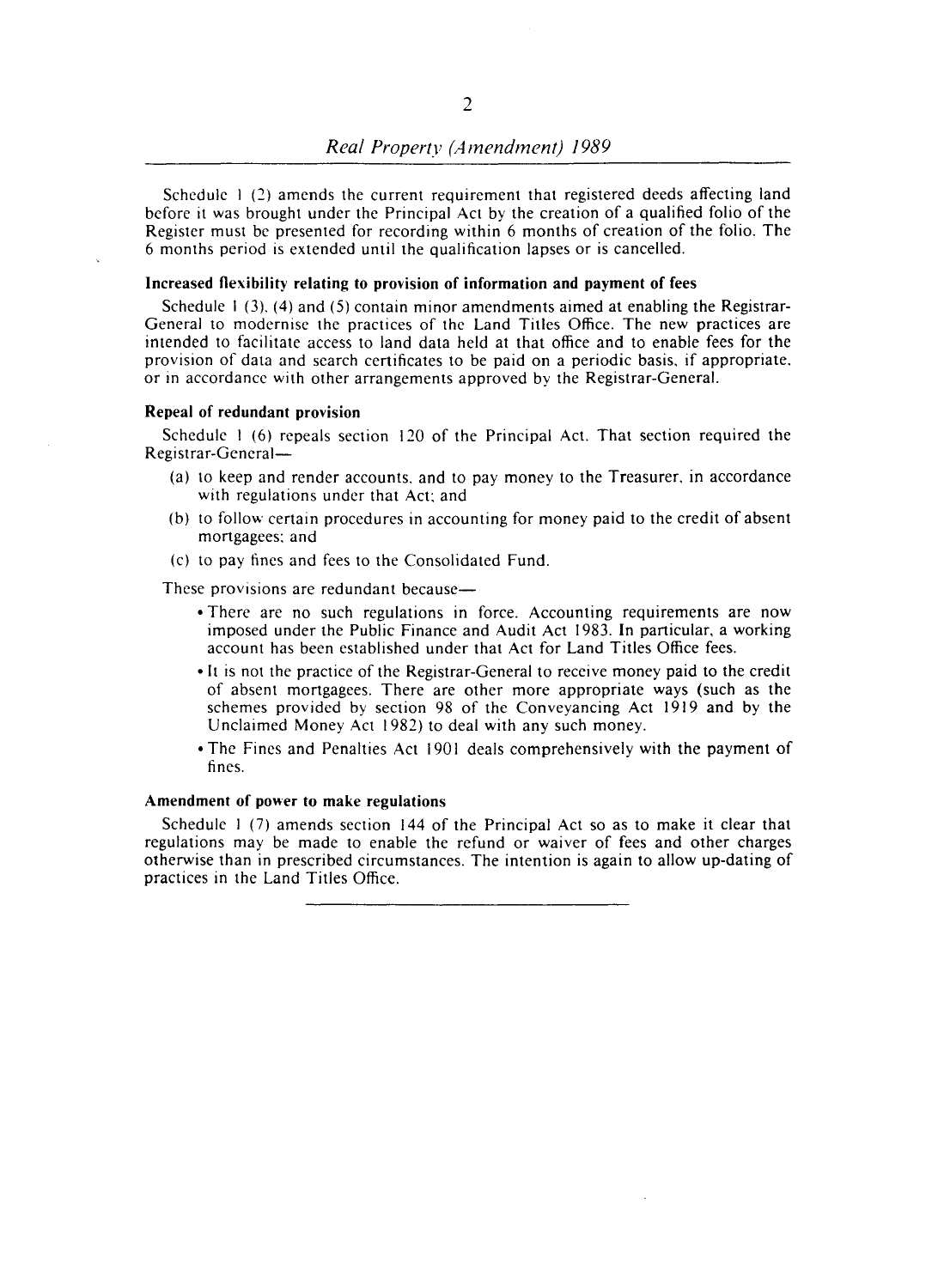Schedule 1 (2) amends the current requirement that registered deeds affecting land before it was brought under the Principal Act by the creation of a qualified folio of the Register must be presented for recording within 6 months of creation of the folio. The 6 months period is extended until the qualification lapses or is cancelled.

**Increased flexibility relating to provision of information and payment of fees**

Schedule 1 (3), (4) and (5) contain minor amendments aimed at enabling the Registrar-General to modernise the practices of the Land Titles Office. The new practices are intended to facilitate access to land data held at that office and to enable fees for the provision of data and search certificates to be paid on a periodic basis, if appropriate, or in accordance with other arrangements approved by the Registrar-General.

**Repeal of redundant provision**

Schedule 1 (6) repeals section 120 of the Principal Act. That section required the Registrar-General—

- (a) to keep and render accounts, and to pay money to the Treasurer, in accordance with regulations under that Act; and
- (b) to follow certain procedures in accounting for money paid to the credit of absent mortgagees; and
- (c) to pay fines and fees to the Consolidated Fund.

These provisions are redundant because—

- There are no such regulations in force. Accounting requirements are now imposed under the Public Finance and Audit Act 1983. In particular, a working account has been established under that Act for Land Titles Office fees.
- It is not the practice of the Registrar-General to receive money paid to the credit of absent mortgagees. There are other more appropriate ways (such as the schemes provided by section 98 of the Conveyancing Act 1919 and by the Unclaimed Money Act 1982) to deal with any such money.
- The Fines and Penalties Act 1901 deals comprehensively with the payment of fines.

**Amendment of power to make regulations**

Schedule 1 (7) amends section 144 of the Principal Act so as to make it clear that regulations may be made to enable the refund or waiver of fees and other charges otherwise than in prescribed circumstances. The intention is again to allow up-dating of practices in the Land Titles Office.